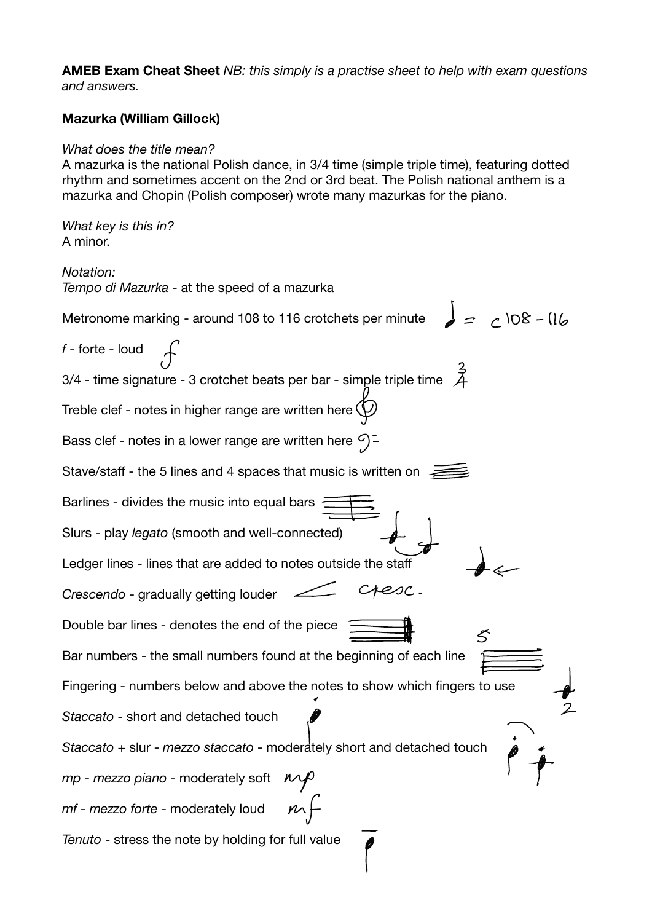**AMEB Exam Cheat Sheet** *NB: this simply is a practise sheet to help with exam questions and answers.*

**Mazurka (William Gillock)**

*What does the title mean?*
A mazurka is the national Polish dance, in 3/4 time (simple triple time), featuring dotted rhythm and sometimes accent on the 2nd or 3rd beat. The Polish national anthem is a mazurka and Chopin (Polish composer) wrote many mazurkas for the piano.

*What key is this in?*
A minor.

*Notation:*
*Tempo di Mazurka* - at the speed of a mazurka

Metronome marking - around 108 to 116 crotchets per minute ♩ = c 108 - 116

*f* - forte - loud *f*

3/4 - time signature - 3 crotchet beats per bar - simple triple time 3/4

Treble clef - notes in higher range are written here

Bass clef - notes in a lower range are written here

Stave/staff - the 5 lines and 4 spaces that music is written on

Barlines - divides the music into equal bars

Slurs - play *legato* (smooth and well-connected)

Ledger lines - lines that are added to notes outside the staff

*Crescendo* - gradually getting louder cresc.

Double bar lines - denotes the end of the piece

Bar numbers - the small numbers found at the beginning of each line 5

Fingering - numbers below and above the notes to show which fingers to use 2

*Staccato* - short and detached touch

*Staccato* + slur - *mezzo staccato* - moderately short and detached touch

*mp - mezzo piano* - moderately soft *mp*

*mf* - *mezzo forte* - moderately loud *mf*

*Tenuto* - stress the note by holding for full value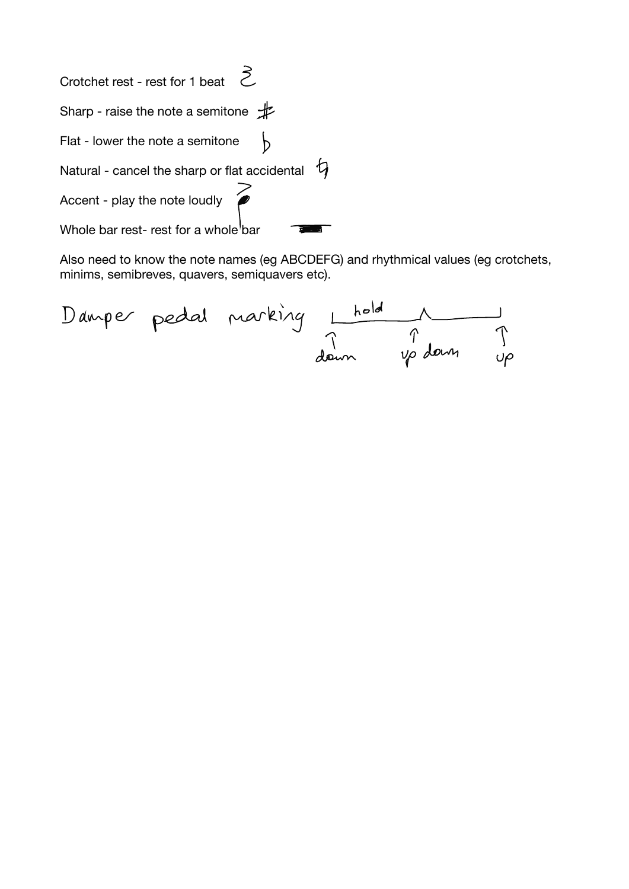Crotchet rest - rest for 1 beat

Sharp - raise the note a semitone

Flat - lower the note a semitone

Natural - cancel the sharp or flat accidental

Accent - play the note loudly

Whole bar rest- rest for a whole bar

Also need to know the note names (eg ABCDEFG) and rhythmical values (eg crotchets, minims, semibreves, quavers, semiquavers etc).

Damper pedal marking

hold

down

up down

up